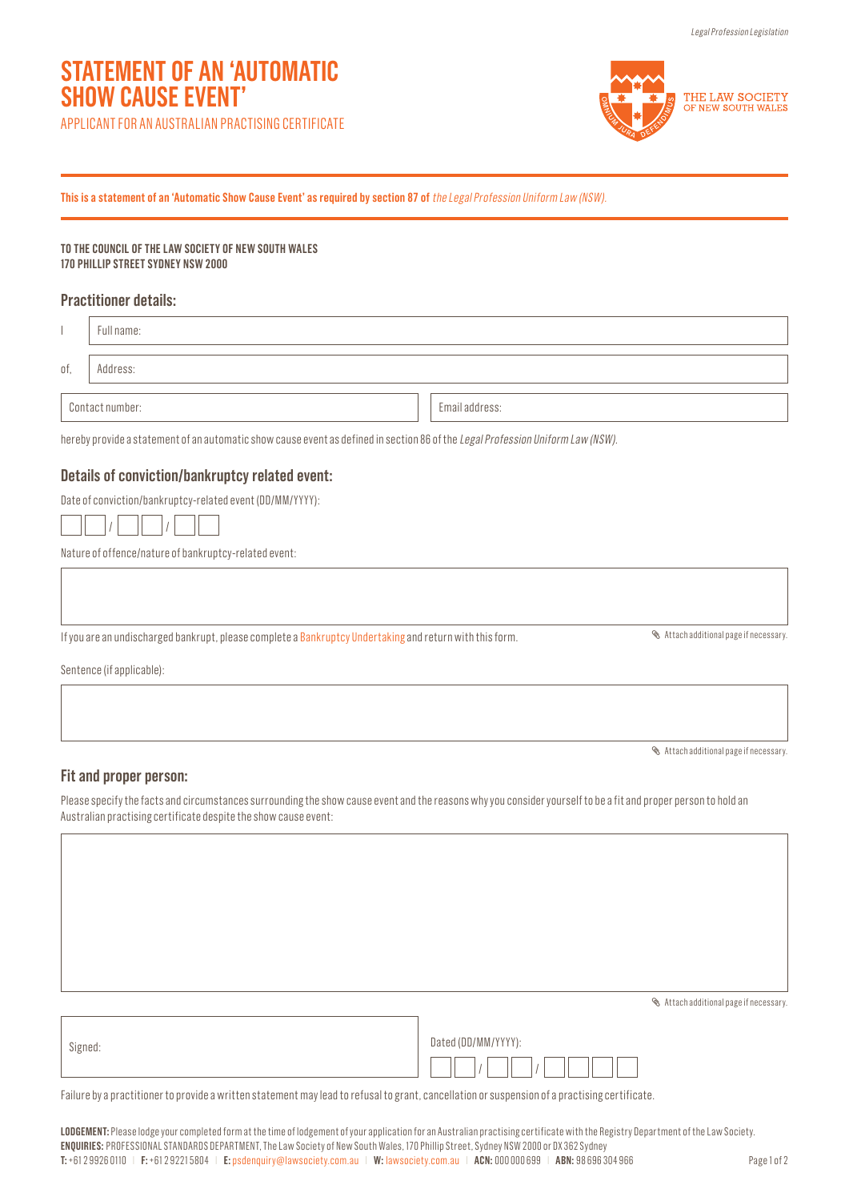# STATEMENT OF AN 'AUTOMATIC SHOW CAUSE EVENT'

APPLICANT FOR AN AUSTRALIAN PRACTISING CERTIFICATE

THE LAW SOCIETY OF NEW SOUTH WALES

**This is a statement of an 'Automatic Show Cause Event' as required by section 87 of** *the Legal Profession Uniform Law (NSW).*

**TO THE COUNCIL OF THE LAW SOCIETY OF NEW SOUTH WALES**
**170 PHILLIP STREET SYDNEY NSW 2000**

## Practitioner details:

I Full name:

of, Address:

Contact number: Email address:

hereby provide a statement of an automatic show cause event as defined in section 86 of the *Legal Profession Uniform Law (NSW).*

## Details of conviction/bankruptcy related event:

Date of conviction/bankruptcy-related event (DD/MM/YYYY): __ __ / __ __ / __ __

Nature of offence/nature of bankruptcy-related event:

If you are an undischarged bankrupt, please complete a Bankruptcy Undertaking and return with this form.

Attach additional page if necessary.

Sentence (if applicable):

Attach additional page if necessary.

## Fit and proper person:

Please specify the facts and circumstances surrounding the show cause event and the reasons why you consider yourself to be a fit and proper person to hold an Australian practising certificate despite the show cause event:

Attach additional page if necessary.

Signed: Dated (DD/MM/YYYY): __ __ / __ __ / __ __ __ __

Failure by a practitioner to provide a written statement may lead to refusal to grant, cancellation or suspension of a practising certificate.

**LODGEMENT:** Please lodge your completed form at the time of lodgement of your application for an Australian practising certificate with the Registry Department of the Law Society.
**ENQUIRIES:** PROFESSIONAL STANDARDS DEPARTMENT, The Law Society of New South Wales, 170 Phillip Street, Sydney NSW 2000 or DX 362 Sydney
**T:** +61 2 9926 0110 | **F:** +61 2 9221 5804 | **E:** psdenquiry@lawsociety.com.au | **W:** lawsociety.com.au | **ACN:** 000 000 699 | **ABN:** 98 696 304 966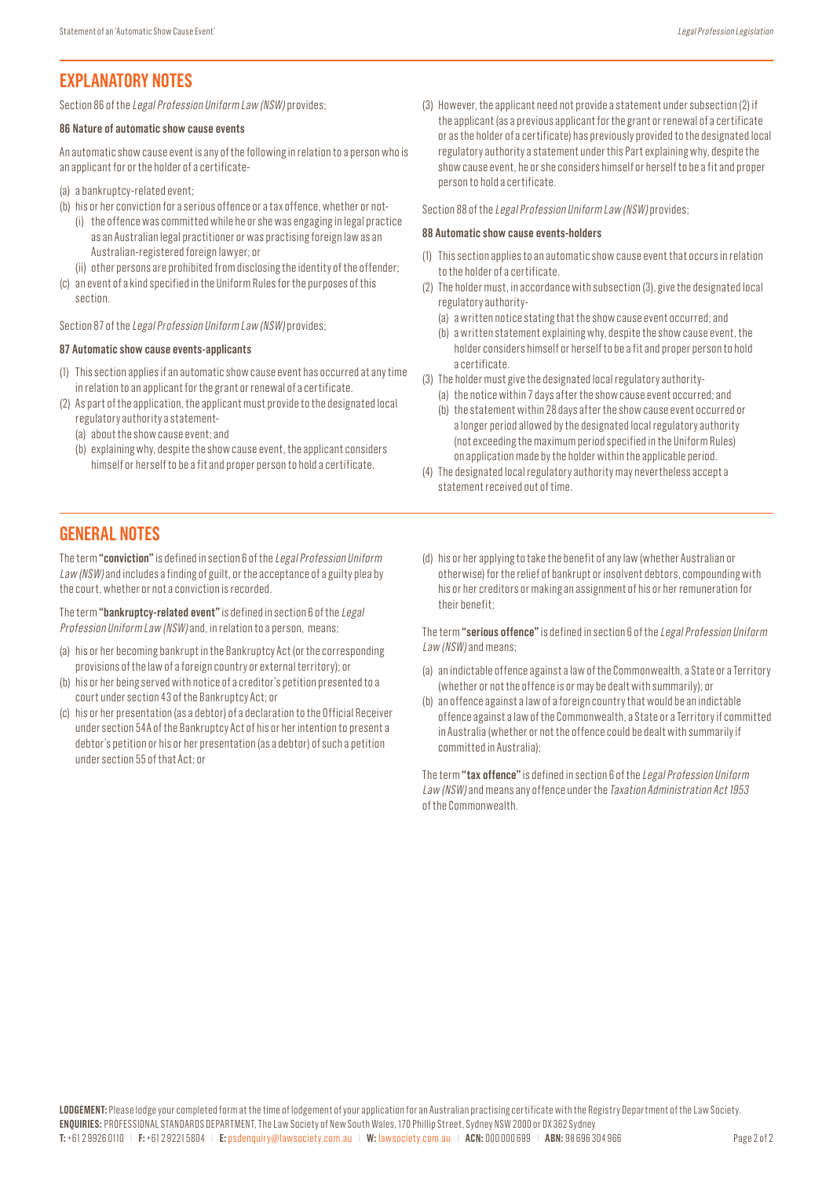## EXPLANATORY NOTES

Section 86 of the *Legal Profession Uniform Law (NSW)* provides;

**86 Nature of automatic show cause events**

An automatic show cause event is any of the following in relation to a person who is an applicant for or the holder of a certificate-

(a) a bankruptcy-related event;

(b) his or her conviction for a serious offence or a tax offence, whether or not-

   (i) the offence was committed while he or she was engaging in legal practice as an Australian legal practitioner or was practising foreign law as an Australian-registered foreign lawyer; or

   (ii) other persons are prohibited from disclosing the identity of the offender;

(c) an event of a kind specified in the Uniform Rules for the purposes of this section.

Section 87 of the *Legal Profession Uniform Law (NSW)* provides;

**87 Automatic show cause events-applicants**

(1) This section applies if an automatic show cause event has occurred at any time in relation to an applicant for the grant or renewal of a certificate.

(2) As part of the application, the applicant must provide to the designated local regulatory authority a statement-

   (a) about the show cause event; and

   (b) explaining why, despite the show cause event, the applicant considers himself or herself to be a fit and proper person to hold a certificate.

(3) However, the applicant need not provide a statement under subsection (2) if the applicant (as a previous applicant for the grant or renewal of a certificate or as the holder of a certificate) has previously provided to the designated local regulatory authority a statement under this Part explaining why, despite the show cause event, he or she considers himself or herself to be a fit and proper person to hold a certificate.

Section 88 of the *Legal Profession Uniform Law (NSW)* provides;

**88 Automatic show cause events-holders**

(1) This section applies to an automatic show cause event that occurs in relation to the holder of a certificate.

(2) The holder must, in accordance with subsection (3), give the designated local regulatory authority-

   (a) a written notice stating that the show cause event occurred; and

   (b) a written statement explaining why, despite the show cause event, the holder considers himself or herself to be a fit and proper person to hold a certificate.

(3) The holder must give the designated local regulatory authority-

   (a) the notice within 7 days after the show cause event occurred; and

   (b) the statement within 28 days after the show cause event occurred or a longer period allowed by the designated local regulatory authority (not exceeding the maximum period specified in the Uniform Rules) on application made by the holder within the applicable period.

(4) The designated local regulatory authority may nevertheless accept a statement received out of time.

## GENERAL NOTES

The term **"conviction"** is defined in section 6 of the *Legal Profession Uniform Law (NSW)* and includes a finding of guilt, or the acceptance of a guilty plea by the court, whether or not a conviction is recorded.

The term **"bankruptcy-related event"** is defined in section 6 of the *Legal Profession Uniform Law (NSW)* and, in relation to a person, means;

(a) his or her becoming bankrupt in the Bankruptcy Act (or the corresponding provisions of the law of a foreign country or external territory); or

(b) his or her being served with notice of a creditor's petition presented to a court under section 43 of the Bankruptcy Act; or

(c) his or her presentation (as a debtor) of a declaration to the Official Receiver under section 54A of the Bankruptcy Act of his or her intention to present a debtor's petition or his or her presentation (as a debtor) of such a petition under section 55 of that Act; or

(d) his or her applying to take the benefit of any law (whether Australian or otherwise) for the relief of bankrupt or insolvent debtors, compounding with his or her creditors or making an assignment of his or her remuneration for their benefit;

The term **"serious offence"** is defined in section 6 of the *Legal Profession Uniform Law (NSW)* and means;

(a) an indictable offence against a law of the Commonwealth, a State or a Territory (whether or not the offence is or may be dealt with summarily); or

(b) an offence against a law of a foreign country that would be an indictable offence against a law of the Commonwealth, a State or a Territory if committed in Australia (whether or not the offence could be dealt with summarily if committed in Australia);

The term **"tax offence"** is defined in section 6 of the *Legal Profession Uniform Law (NSW)* and means any offence under the *Taxation Administration Act 1953* of the Commonwealth.

**LODGEMENT:** Please lodge your completed form at the time of lodgement of your application for an Australian practising certificate with the Registry Department of the Law Society.
**ENQUIRIES:** PROFESSIONAL STANDARDS DEPARTMENT, The Law Society of New South Wales, 170 Phillip Street, Sydney NSW 2000 or DX 362 Sydney
**T:** +61 2 9926 0110 | **F:** +61 2 9221 5804 | **E:** psdenquiry@lawsociety.com.au | **W:** lawsociety.com.au | **ACN:** 000 000 699 | **ABN:** 98 696 304 966